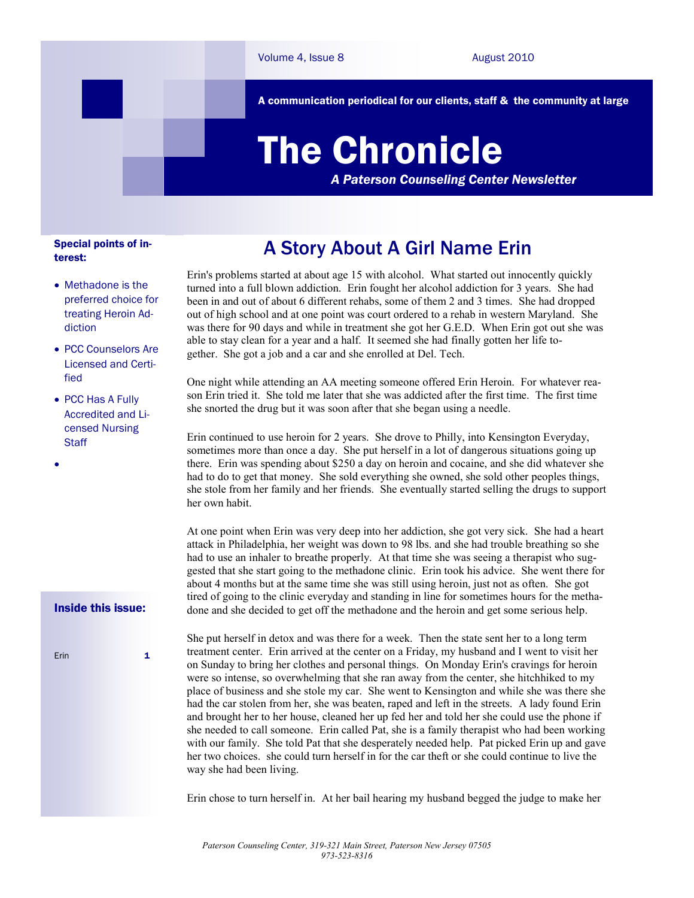# The Chronicle

A communication periodical for our clients, staff & the community at large

*A Paterson Counseling Center Newsletter*

Volume 4, Issue 8 — August 2010

**Special points of interest:**

- Methadone is the preferred choice for treating Heroin Addiction
- PCC Counselors Are Licensed and Certified
- PCC Has A Fully Accredited and Licensed Nursing Staff

**Inside this issue:**

Erin 1

## A Story About A Girl Name Erin

Erin's problems started at about age 15 with alcohol. What started out innocently quickly turned into a full blown addiction. Erin fought her alcohol addiction for 3 years. She had been in and out of about 6 different rehabs, some of them 2 and 3 times. She had dropped out of high school and at one point was court ordered to a rehab in western Maryland. She was there for 90 days and while in treatment she got her G.E.D. When Erin got out she was able to stay clean for a year and a half. It seemed she had finally gotten her life together. She got a job and a car and she enrolled at Del. Tech.

One night while attending an AA meeting someone offered Erin Heroin. For whatever reason Erin tried it. She told me later that she was addicted after the first time. The first time she snorted the drug but it was soon after that she began using a needle.

Erin continued to use heroin for 2 years. She drove to Philly, into Kensington Everyday, sometimes more than once a day. She put herself in a lot of dangerous situations going up there. Erin was spending about $250 a day on heroin and cocaine, and she did whatever she had to do to get that money. She sold everything she owned, she sold other peoples things, she stole from her family and her friends. She eventually started selling the drugs to support her own habit.

At one point when Erin was very deep into her addiction, she got very sick. She had a heart attack in Philadelphia, her weight was down to 98 lbs. and she had trouble breathing so she had to use an inhaler to breathe properly. At that time she was seeing a therapist who suggested that she start going to the methadone clinic. Erin took his advice. She went there for about 4 months but at the same time she was still using heroin, just not as often. She got tired of going to the clinic everyday and standing in line for sometimes hours for the methadone and she decided to get off the methadone and the heroin and get some serious help.

She put herself in detox and was there for a week. Then the state sent her to a long term treatment center. Erin arrived at the center on a Friday, my husband and I went to visit her on Sunday to bring her clothes and personal things. On Monday Erin's cravings for heroin were so intense, so overwhelming that she ran away from the center, she hitchhiked to my place of business and she stole my car. She went to Kensington and while she was there she had the car stolen from her, she was beaten, raped and left in the streets. A lady found Erin and brought her to her house, cleaned her up fed her and told her she could use the phone if she needed to call someone. Erin called Pat, she is a family therapist who had been working with our family. She told Pat that she desperately needed help. Pat picked Erin up and gave her two choices. she could turn herself in for the car theft or she could continue to live the way she had been living.

Erin chose to turn herself in. At her bail hearing my husband begged the judge to make her

*Paterson Counseling Center, 319-321 Main Street, Paterson New Jersey 07505*
*973-523-8316*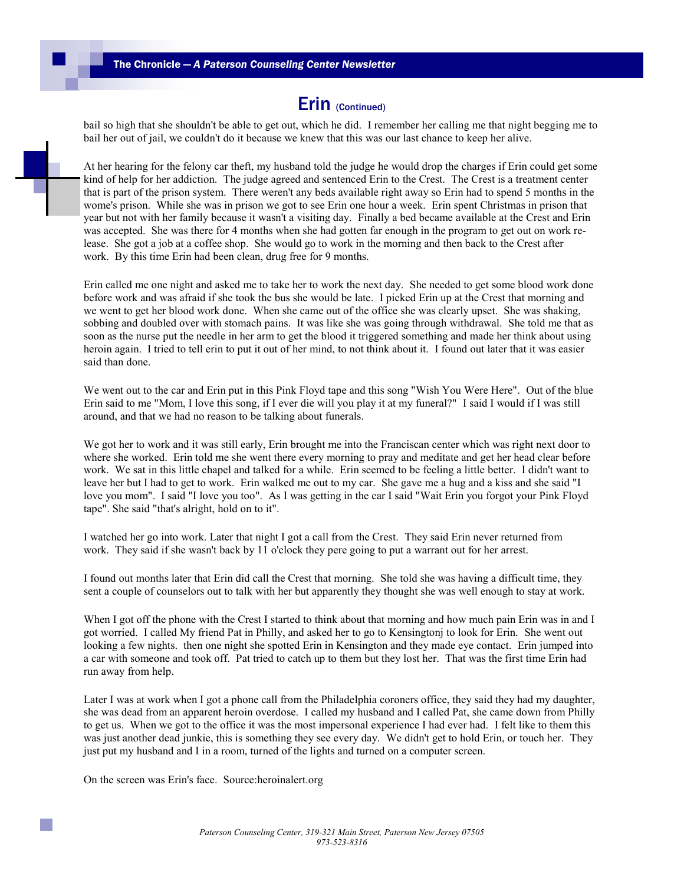## Erin (Continued)

bail so high that she shouldn't be able to get out, which he did. I remember her calling me that night begging me to bail her out of jail, we couldn't do it because we knew that this was our last chance to keep her alive.

At her hearing for the felony car theft, my husband told the judge he would drop the charges if Erin could get some kind of help for her addiction. The judge agreed and sentenced Erin to the Crest. The Crest is a treatment center that is part of the prison system. There weren't any beds available right away so Erin had to spend 5 months in the wome's prison. While she was in prison we got to see Erin one hour a week. Erin spent Christmas in prison that year but not with her family because it wasn't a visiting day. Finally a bed became available at the Crest and Erin was accepted. She was there for 4 months when she had gotten far enough in the program to get out on work release. She got a job at a coffee shop. She would go to work in the morning and then back to the Crest after work. By this time Erin had been clean, drug free for 9 months.

Erin called me one night and asked me to take her to work the next day. She needed to get some blood work done before work and was afraid if she took the bus she would be late. I picked Erin up at the Crest that morning and we went to get her blood work done. When she came out of the office she was clearly upset. She was shaking, sobbing and doubled over with stomach pains. It was like she was going through withdrawal. She told me that as soon as the nurse put the needle in her arm to get the blood it triggered something and made her think about using heroin again. I tried to tell erin to put it out of her mind, to not think about it. I found out later that it was easier said than done.

We went out to the car and Erin put in this Pink Floyd tape and this song "Wish You Were Here". Out of the blue Erin said to me "Mom, I love this song, if I ever die will you play it at my funeral?" I said I would if I was still around, and that we had no reason to be talking about funerals.

We got her to work and it was still early, Erin brought me into the Franciscan center which was right next door to where she worked. Erin told me she went there every morning to pray and meditate and get her head clear before work. We sat in this little chapel and talked for a while. Erin seemed to be feeling a little better. I didn't want to leave her but I had to get to work. Erin walked me out to my car. She gave me a hug and a kiss and she said "I love you mom". I said "I love you too". As I was getting in the car I said "Wait Erin you forgot your Pink Floyd tape". She said "that's alright, hold on to it".

I watched her go into work. Later that night I got a call from the Crest. They said Erin never returned from work. They said if she wasn't back by 11 o'clock they pere going to put a warrant out for her arrest.

I found out months later that Erin did call the Crest that morning. She told she was having a difficult time, they sent a couple of counselors out to talk with her but apparently they thought she was well enough to stay at work.

When I got off the phone with the Crest I started to think about that morning and how much pain Erin was in and I got worried. I called My friend Pat in Philly, and asked her to go to Kensingtonj to look for Erin. She went out looking a few nights. then one night she spotted Erin in Kensington and they made eye contact. Erin jumped into a car with someone and took off. Pat tried to catch up to them but they lost her. That was the first time Erin had run away from help.

Later I was at work when I got a phone call from the Philadelphia coroners office, they said they had my daughter, she was dead from an apparent heroin overdose. I called my husband and I called Pat, she came down from Philly to get us. When we got to the office it was the most impersonal experience I had ever had. I felt like to them this was just another dead junkie, this is something they see every day. We didn't get to hold Erin, or touch her. They just put my husband and I in a room, turned of the lights and turned on a computer screen.

On the screen was Erin's face. Source:heroinalert.org

*Paterson Counseling Center, 319-321 Main Street, Paterson New Jersey 07505*
*973-523-8316*